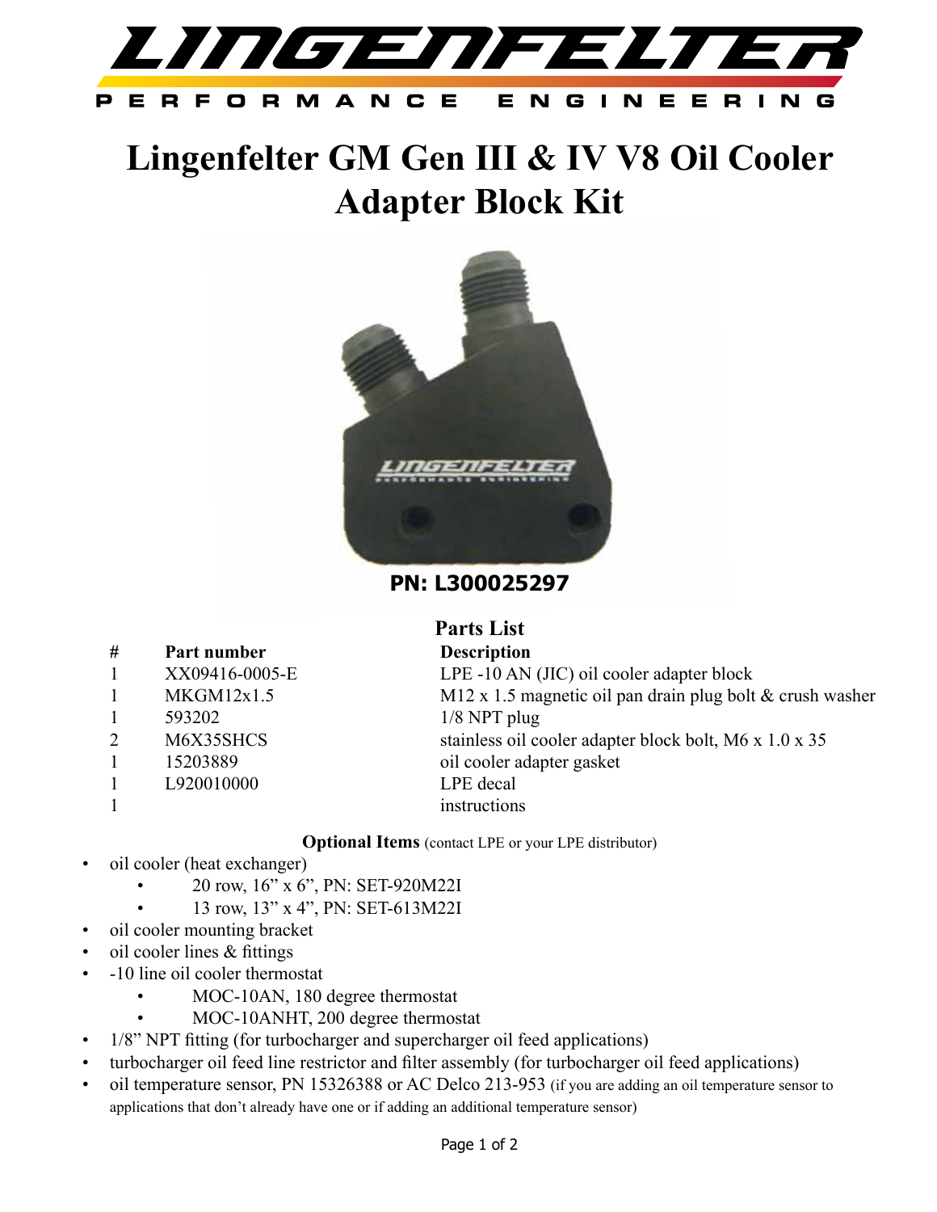# Lingenfelter GM Gen III & IV V8 Oil Cooler Adapter Block Kit

**PN: L300025297**

## Parts List

| # | Part number | Description |
|---|---|---|
| 1 | XX09416-0005-E | LPE -10 AN (JIC) oil cooler adapter block |
| 1 | MKGM12x1.5 | M12 x 1.5 magnetic oil pan drain plug bolt & crush washer |
| 1 | 593202 | 1/8 NPT plug |
| 2 | M6X35SHCS | stainless oil cooler adapter block bolt, M6 x 1.0 x 35 |
| 1 | 15203889 | oil cooler adapter gasket |
| 1 | L920010000 | LPE decal |
| 1 | | instructions |

**Optional Items** (contact LPE or your LPE distributor)

- oil cooler (heat exchanger)
  - 20 row, 16” x 6”, PN: SET-920M22I
  - 13 row, 13” x 4”, PN: SET-613M22I
- oil cooler mounting bracket
- oil cooler lines & fittings
- -10 line oil cooler thermostat
  - MOC-10AN, 180 degree thermostat
  - MOC-10ANHT, 200 degree thermostat
- 1/8” NPT fitting (for turbocharger and supercharger oil feed applications)
- turbocharger oil feed line restrictor and filter assembly (for turbocharger oil feed applications)
- oil temperature sensor, PN 15326388 or AC Delco 213-953 (if you are adding an oil temperature sensor to applications that don’t already have one or if adding an additional temperature sensor)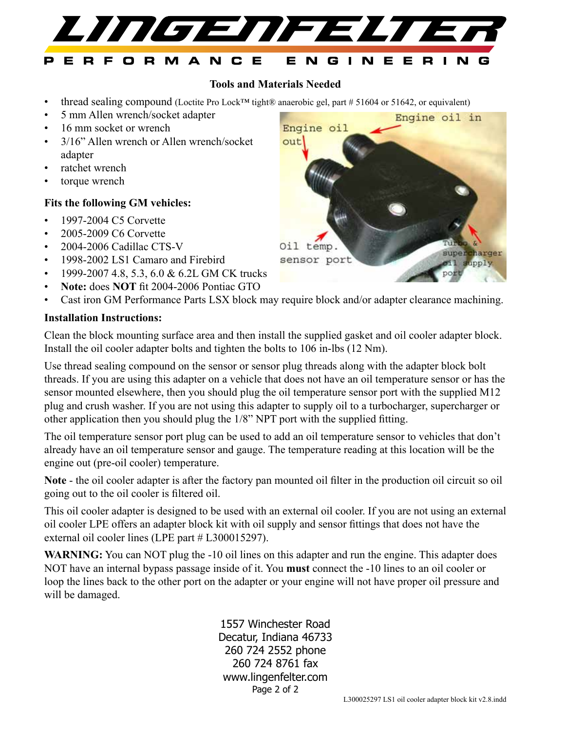LINGENFELTER

PERFORMANCE ENGINEERING

### Tools and Materials Needed

- thread sealing compound (Loctite Pro Lock™ tight® anaerobic gel, part # 51604 or 51642, or equivalent)
- 5 mm Allen wrench/socket adapter
- 16 mm socket or wrench
- 3/16" Allen wrench or Allen wrench/socket adapter
- ratchet wrench
- torque wrench

### Fits the following GM vehicles:

- 1997-2004 C5 Corvette
- 2005-2009 C6 Corvette
- 2004-2006 Cadillac CTS-V
- 1998-2002 LS1 Camaro and Firebird
- 1999-2007 4.8, 5.3, 6.0 & 6.2L GM CK trucks
- **Note:** does **NOT** fit 2004-2006 Pontiac GTO
- Cast iron GM Performance Parts LSX block may require block and/or adapter clearance machining.

Engine oil in

Engine oil out

Oil temp. sensor port

Turbo & supercharger oil supply port

### Installation Instructions:

Clean the block mounting surface area and then install the supplied gasket and oil cooler adapter block. Install the oil cooler adapter bolts and tighten the bolts to 106 in-lbs (12 Nm).

Use thread sealing compound on the sensor or sensor plug threads along with the adapter block bolt threads. If you are using this adapter on a vehicle that does not have an oil temperature sensor or has the sensor mounted elsewhere, then you should plug the oil temperature sensor port with the supplied M12 plug and crush washer. If you are not using this adapter to supply oil to a turbocharger, supercharger or other application then you should plug the 1/8" NPT port with the supplied fitting.

The oil temperature sensor port plug can be used to add an oil temperature sensor to vehicles that don't already have an oil temperature sensor and gauge. The temperature reading at this location will be the engine out (pre-oil cooler) temperature.

**Note** - the oil cooler adapter is after the factory pan mounted oil filter in the production oil circuit so oil going out to the oil cooler is filtered oil.

This oil cooler adapter is designed to be used with an external oil cooler. If you are not using an external oil cooler LPE offers an adapter block kit with oil supply and sensor fittings that does not have the external oil cooler lines (LPE part # L300015297).

**WARNING:** You can NOT plug the -10 oil lines on this adapter and run the engine. This adapter does NOT have an internal bypass passage inside of it. You **must** connect the -10 lines to an oil cooler or loop the lines back to the other port on the adapter or your engine will not have proper oil pressure and will be damaged.

1557 Winchester Road
Decatur, Indiana 46733
260 724 2552 phone
260 724 8761 fax
www.lingenfelter.com

L300025297 LS1 oil cooler adapter block kit v2.8.indd